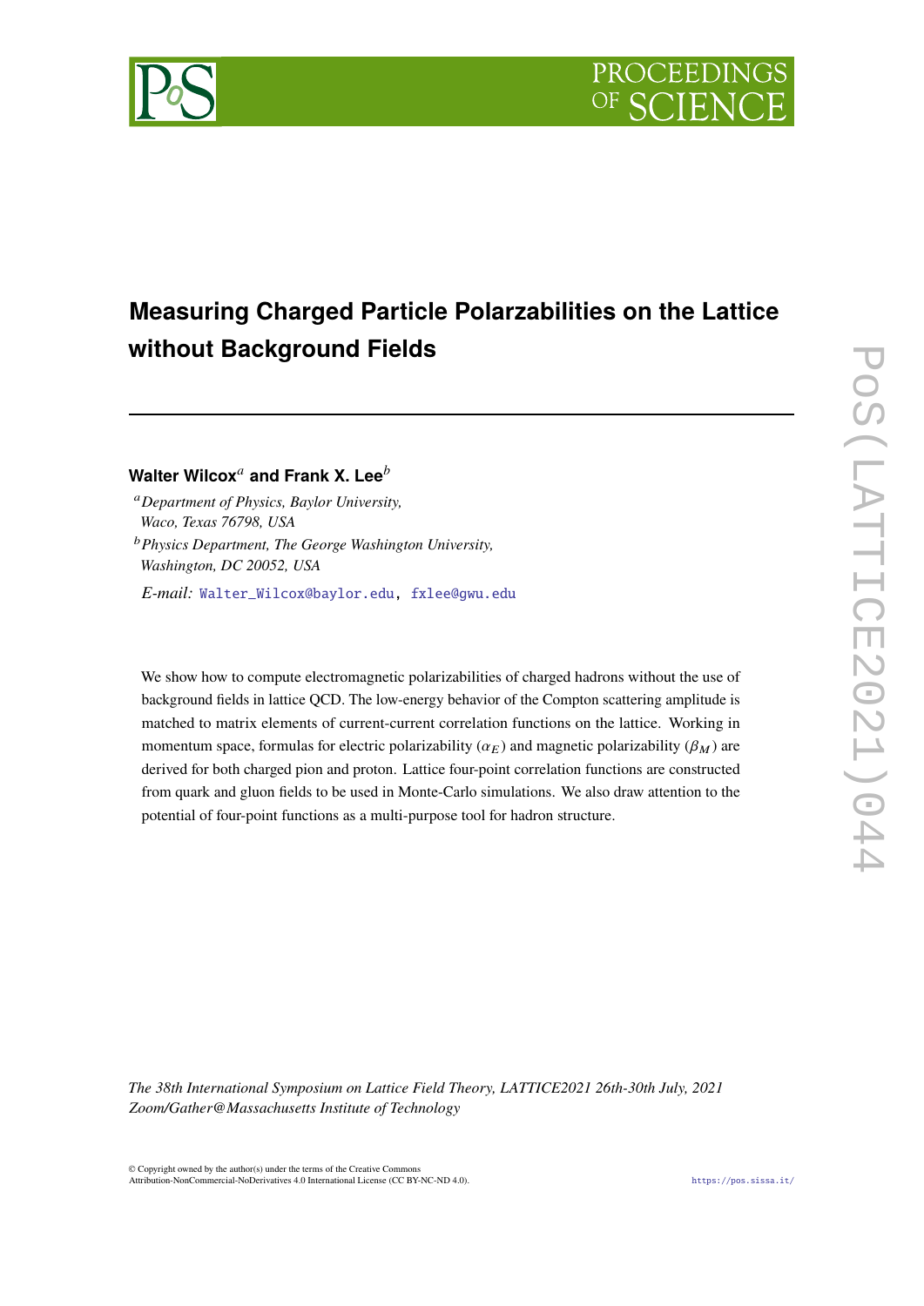# Measuring Charged Particle Polarzabilities on the Lattice without Background Fields

**Walter Wilcox**[a] **and Frank X. Lee**[b]

[a] *Department of Physics, Baylor University, Waco, Texas 76798, USA*

[b] *Physics Department, The George Washington University, Washington, DC 20052, USA*

*E-mail:* Walter_Wilcox@baylor.edu, fxlee@gwu.edu

We show how to compute electromagnetic polarizabilities of charged hadrons without the use of background fields in lattice QCD. The low-energy behavior of the Compton scattering amplitude is matched to matrix elements of current-current correlation functions on the lattice. Working in momentum space, formulas for electric polarizability ($\alpha_E$) and magnetic polarizability ($\beta_M$) are derived for both charged pion and proton. Lattice four-point correlation functions are constructed from quark and gluon fields to be used in Monte-Carlo simulations. We also draw attention to the potential of four-point functions as a multi-purpose tool for hadron structure.

*The 38th International Symposium on Lattice Field Theory, LATTICE2021 26th-30th July, 2021 Zoom/Gather@Massachusetts Institute of Technology*

© Copyright owned by the author(s) under the terms of the Creative Commons Attribution-NonCommercial-NoDerivatives 4.0 International License (CC BY-NC-ND 4.0).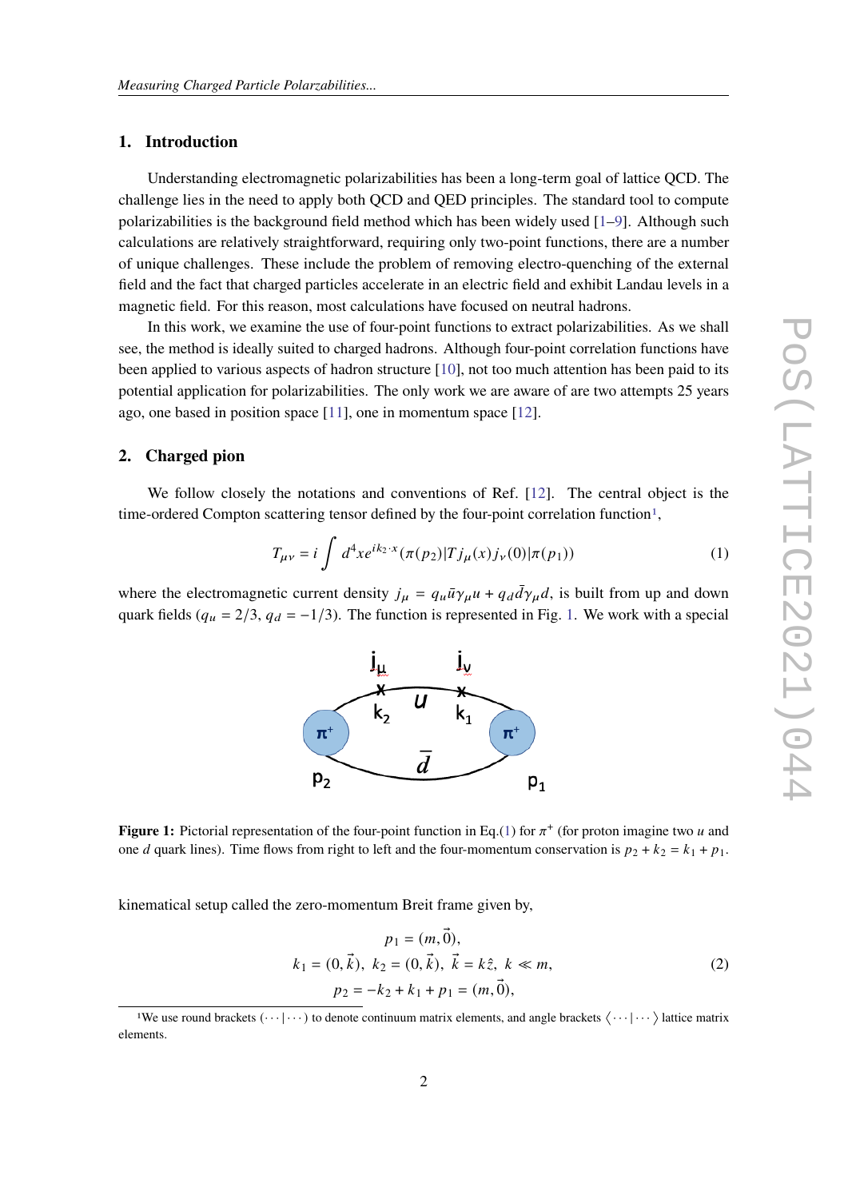## 1. Introduction

Understanding electromagnetic polarizabilities has been a long-term goal of lattice QCD. The challenge lies in the need to apply both QCD and QED principles. The standard tool to compute polarizabilities is the background field method which has been widely used [1–9]. Although such calculations are relatively straightforward, requiring only two-point functions, there are a number of unique challenges. These include the problem of removing electro-quenching of the external field and the fact that charged particles accelerate in an electric field and exhibit Landau levels in a magnetic field. For this reason, most calculations have focused on neutral hadrons.

In this work, we examine the use of four-point functions to extract polarizabilities. As we shall see, the method is ideally suited to charged hadrons. Although four-point correlation functions have been applied to various aspects of hadron structure [10], not too much attention has been paid to its potential application for polarizabilities. The only work we are aware of are two attempts 25 years ago, one based in position space [11], one in momentum space [12].

## 2. Charged pion

We follow closely the notations and conventions of Ref. [12]. The central object is the time-ordered Compton scattering tensor defined by the four-point correlation function[1],

$$T_{\mu\nu} = i \int d^4x e^{ik_2 \cdot x} (\pi(p_2)|T j_\mu(x) j_\nu(0)|\pi(p_1)) \tag{1}$$

where the electromagnetic current density $j_\mu = q_u \bar{u}\gamma_\mu u + q_d \bar{d}\gamma_\mu d$, is built from up and down quark fields ($q_u = 2/3$, $q_d = -1/3$). The function is represented in Fig. 1. We work with a special

**Figure 1:** Pictorial representation of the four-point function in Eq.(1) for $\pi^+$ (for proton imagine two $u$ and one $d$ quark lines). Time flows from right to left and the four-momentum conservation is $p_2 + k_2 = k_1 + p_1$.

kinematical setup called the zero-momentum Breit frame given by,

$$\begin{gathered} p_1 = (m, \vec{0}), \\ k_1 = (0, \vec{k}),\ k_2 = (0, \vec{k}),\ \vec{k} = k\hat{z},\ k \ll m, \\ p_2 = -k_2 + k_1 + p_1 = (m, \vec{0}), \end{gathered} \tag{2}$$

[1] We use round brackets $(\cdots|\cdots)$ to denote continuum matrix elements, and angle brackets $\langle \cdots|\cdots \rangle$ lattice matrix elements.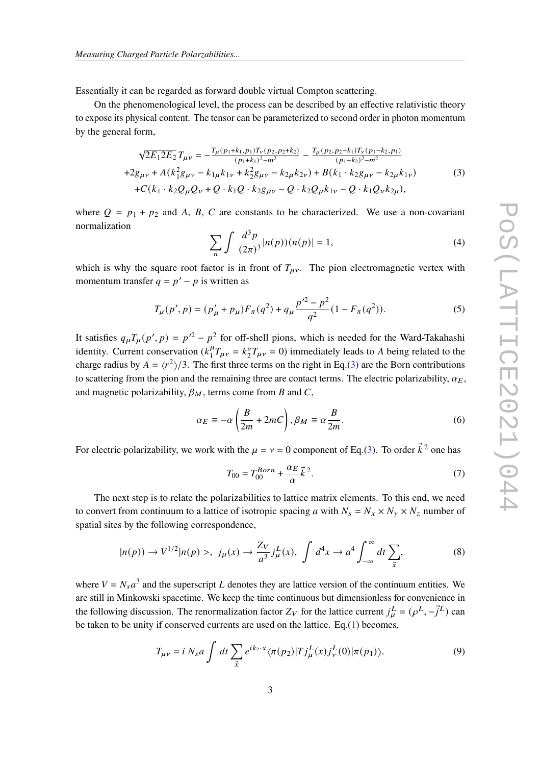Essentially it can be regarded as forward double virtual Compton scattering.

On the phenomenological level, the process can be described by an effective relativistic theory to expose its physical content. The tensor can be parameterized to second order in photon momentum by the general form,

$$
\begin{aligned}
\sqrt{2E_1 2E_2}\, T_{\mu\nu} &= -\frac{T_\mu(p_1+k_1,p_1)T_\nu(p_2,p_2+k_2)}{(p_1+k_1)^2-m^2} - \frac{T_\mu(p_2,p_2-k_1)T_\nu(p_1-k_2,p_1)}{(p_1-k_2)^2-m^2} \\
&+2g_{\mu\nu} + A(k_1^2 g_{\mu\nu} - k_{1\mu}k_{1\nu} + k_2^2 g_{\mu\nu} - k_{2\mu}k_{2\nu}) + B(k_1\cdot k_2 g_{\mu\nu} - k_{2\mu}k_{1\nu}) \\
&+C(k_1\cdot k_2 Q_\mu Q_\nu + Q\cdot k_1 Q\cdot k_2 g_{\mu\nu} - Q\cdot k_2 Q_\mu k_{1\nu} - Q\cdot k_1 Q_\nu k_{2\mu}),
\end{aligned}
\tag{3}
$$

where $Q = p_1 + p_2$ and $A$, $B$, $C$ are constants to be characterized. We use a non-covariant normalization

$$
\sum_n \int \frac{d^3p}{(2\pi)^3} |n(p))(n(p)| = 1, \tag{4}
$$

which is why the square root factor is in front of $T_{\mu\nu}$. The pion electromagnetic vertex with momentum transfer $q = p' - p$ is written as

$$
T_\mu(p',p) = (p'_\mu + p_\mu)F_\pi(q^2) + q_\mu \frac{p'^2 - p^2}{q^2}(1 - F_\pi(q^2)). \tag{5}
$$

It satisfies $q_\mu T_\mu(p',p) = p'^2 - p^2$ for off-shell pions, which is needed for the Ward-Takahashi identity. Current conservation ($k_1^\mu T_{\mu\nu} = k_2^\nu T_{\mu\nu} = 0$) immediately leads to $A$ being related to the charge radius by $A = \langle r^2\rangle/3$. The first three terms on the right in Eq.(3) are the Born contributions to scattering from the pion and the remaining three are contact terms. The electric polarizability, $\alpha_E$, and magnetic polarizability, $\beta_M$, terms come from $B$ and $C$,

$$
\alpha_E \equiv -\alpha\left(\frac{B}{2m} + 2mC\right), \beta_M \equiv \alpha\frac{B}{2m}. \tag{6}
$$

For electric polarizability, we work with the $\mu = \nu = 0$ component of Eq.(3). To order $\vec{k}^{\,2}$ one has

$$
T_{00} = T_{00}^{Born} + \frac{\alpha_E}{\alpha}\vec{k}^{\,2}. \tag{7}
$$

The next step is to relate the polarizabilities to lattice matrix elements. To this end, we need to convert from continuum to a lattice of isotropic spacing $a$ with $N_s = N_x \times N_y \times N_z$ number of spatial sites by the following correspondence,

$$
|n(p)) \to V^{1/2}|n(p)>,\; j_\mu(x) \to \frac{Z_V}{a^3} j_\mu^L(x),\; \int d^4x \to a^4 \int_{-\infty}^{\infty} dt \sum_{\vec{x}}, \tag{8}
$$

where $V = N_s a^3$ and the superscript $L$ denotes they are lattice version of the continuum entities. We are still in Minkowski spacetime. We keep the time continuous but dimensionless for convenience in the following discussion. The renormalization factor $Z_V$ for the lattice current $j_\mu^L = (\rho^L, -\vec{j}^L)$ can be taken to be unity if conserved currents are used on the lattice. Eq.(1) becomes,

$$
T_{\mu\nu} = i\, N_s a \int dt \sum_{\vec{x}} e^{ik_2\cdot x} \langle \pi(p_2)|T j_\mu^L(x) j_\nu^L(0)|\pi(p_1)\rangle. \tag{9}
$$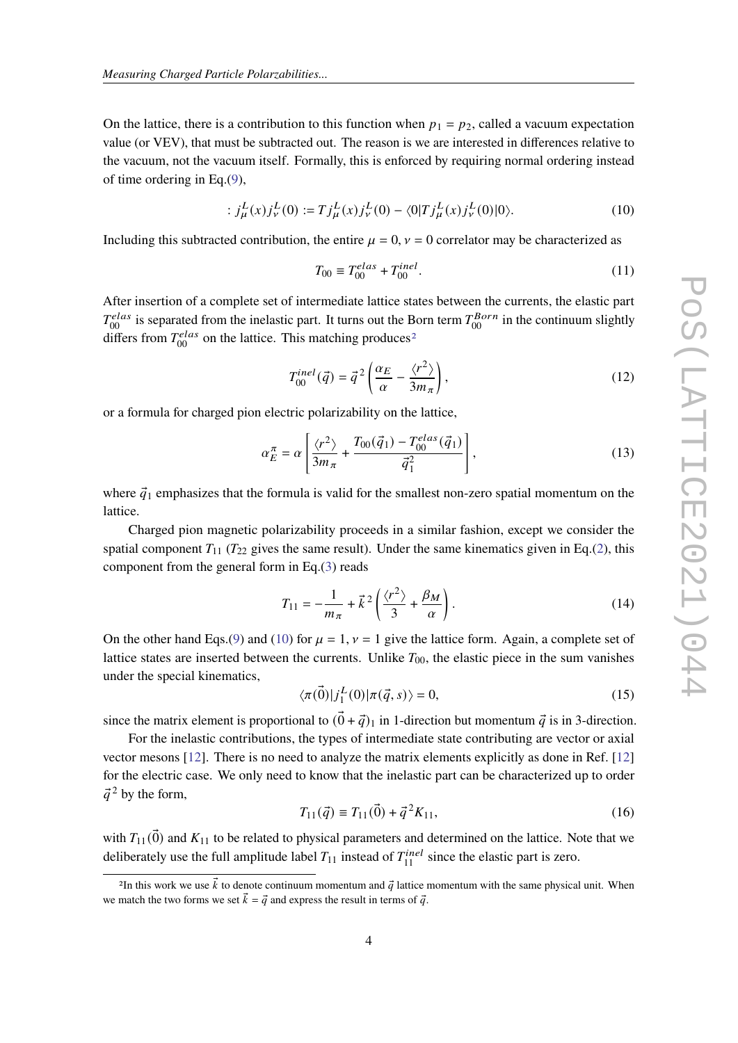On the lattice, there is a contribution to this function when $p_1 = p_2$, called a vacuum expectation value (or VEV), that must be subtracted out. The reason is we are interested in differences relative to the vacuum, not the vacuum itself. Formally, this is enforced by requiring normal ordering instead of time ordering in Eq.(9),

$$: j_\mu^L(x) j_\nu^L(0) := T j_\mu^L(x) j_\nu^L(0) - \langle 0|T j_\mu^L(x) j_\nu^L(0)|0\rangle. \tag{10}$$

Including this subtracted contribution, the entire $\mu = 0, \nu = 0$ correlator may be characterized as

$$T_{00} \equiv T_{00}^{elas} + T_{00}^{inel}. \tag{11}$$

After insertion of a complete set of intermediate lattice states between the currents, the elastic part $T_{00}^{elas}$ is separated from the inelastic part. It turns out the Born term $T_{00}^{Born}$ in the continuum slightly differs from $T_{00}^{elas}$ on the lattice. This matching produces[2]

$$T_{00}^{inel}(\vec{q}) = \vec{q}^{\,2} \left( \frac{\alpha_E}{\alpha} - \frac{\langle r^2 \rangle}{3m_\pi} \right), \tag{12}$$

or a formula for charged pion electric polarizability on the lattice,

$$\alpha_E^\pi = \alpha \left[ \frac{\langle r^2 \rangle}{3m_\pi} + \frac{T_{00}(\vec{q}_1) - T_{00}^{elas}(\vec{q}_1)}{\vec{q}_1^{\,2}} \right], \tag{13}$$

where $\vec{q}_1$ emphasizes that the formula is valid for the smallest non-zero spatial momentum on the lattice.

Charged pion magnetic polarizability proceeds in a similar fashion, except we consider the spatial component $T_{11}$ ($T_{22}$ gives the same result). Under the same kinematics given in Eq.(2), this component from the general form in Eq.(3) reads

$$T_{11} = -\frac{1}{m_\pi} + \vec{k}^{\,2} \left( \frac{\langle r^2 \rangle}{3} + \frac{\beta_M}{\alpha} \right). \tag{14}$$

On the other hand Eqs.(9) and (10) for $\mu = 1, \nu = 1$ give the lattice form. Again, a complete set of lattice states are inserted between the currents. Unlike $T_{00}$, the elastic piece in the sum vanishes under the special kinematics,

$$\langle \pi(\vec{0})| j_1^L(0) |\pi(\vec{q}, s)\rangle = 0, \tag{15}$$

since the matrix element is proportional to $(\vec{0} + \vec{q})_1$ in 1-direction but momentum $\vec{q}$ is in 3-direction.

For the inelastic contributions, the types of intermediate state contributing are vector or axial vector mesons [12]. There is no need to analyze the matrix elements explicitly as done in Ref. [12] for the electric case. We only need to know that the inelastic part can be characterized up to order $\vec{q}^{\,2}$ by the form,

$$T_{11}(\vec{q}) \equiv T_{11}(\vec{0}) + \vec{q}^{\,2} K_{11}, \tag{16}$$

with $T_{11}(\vec{0})$ and $K_{11}$ to be related to physical parameters and determined on the lattice. Note that we deliberately use the full amplitude label $T_{11}$ instead of $T_{11}^{inel}$ since the elastic part is zero.

---

[2] In this work we use $\vec{k}$ to denote continuum momentum and $\vec{q}$ lattice momentum with the same physical unit. When we match the two forms we set $\vec{k} = \vec{q}$ and express the result in terms of $\vec{q}$.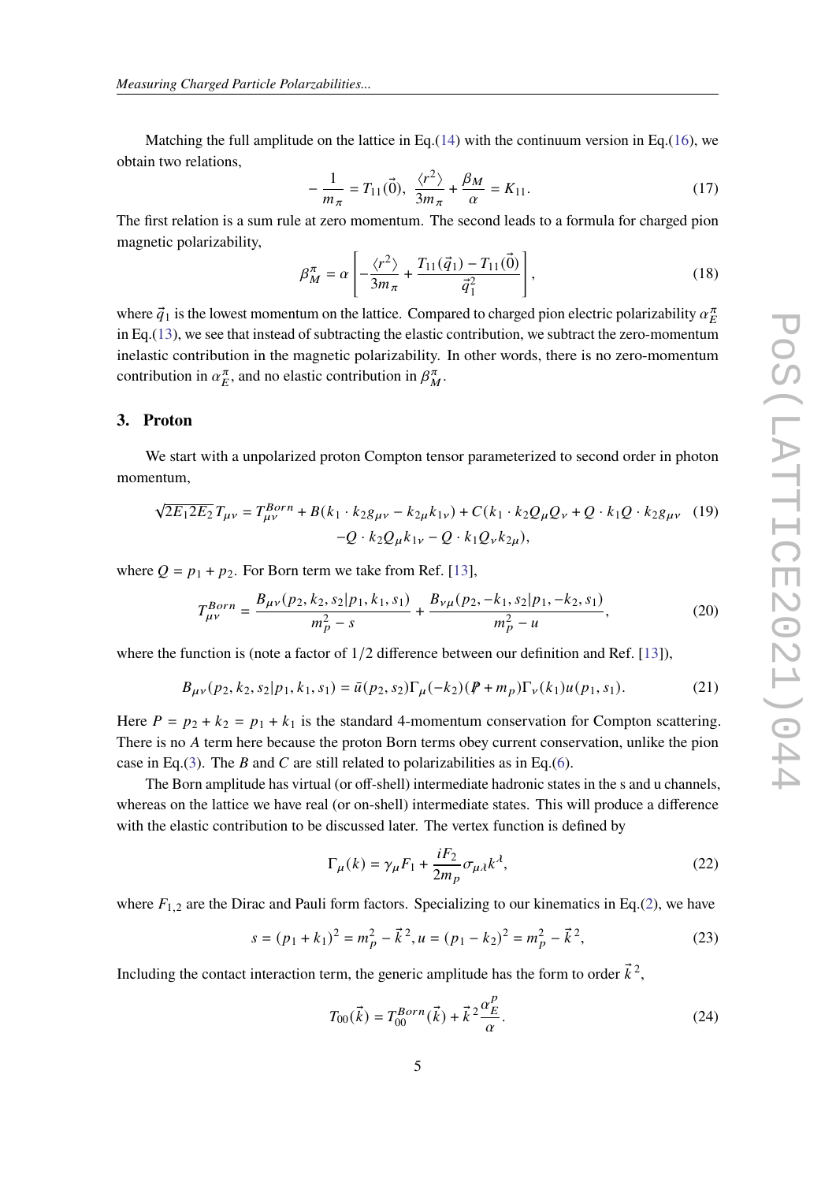Matching the full amplitude on the lattice in Eq.(14) with the continuum version in Eq.(16), we obtain two relations,

$$
-\frac{1}{m_\pi} = T_{11}(\vec{0}), \;\; \frac{\langle r^2 \rangle}{3m_\pi} + \frac{\beta_M}{\alpha} = K_{11}. \tag{17}
$$

The first relation is a sum rule at zero momentum. The second leads to a formula for charged pion magnetic polarizability,

$$
\beta_M^\pi = \alpha \left[ -\frac{\langle r^2 \rangle}{3m_\pi} + \frac{T_{11}(\vec{q}_1) - T_{11}(\vec{0})}{\vec{q}_1^{\,2}} \right], \tag{18}
$$

where $\vec{q}_1$ is the lowest momentum on the lattice. Compared to charged pion electric polarizability $\alpha_E^\pi$ in Eq.(13), we see that instead of subtracting the elastic contribution, we subtract the zero-momentum inelastic contribution in the magnetic polarizability. In other words, there is no zero-momentum contribution in $\alpha_E^\pi$, and no elastic contribution in $\beta_M^\pi$.

## 3. Proton

We start with a unpolarized proton Compton tensor parameterized to second order in photon momentum,

$$
\begin{aligned}
\sqrt{2E_1 2E_2}\, T_{\mu\nu} = T_{\mu\nu}^{Born} &+ B(k_1 \cdot k_2 g_{\mu\nu} - k_{2\mu} k_{1\nu}) + C(k_1 \cdot k_2 Q_\mu Q_\nu + Q \cdot k_1 Q \cdot k_2 g_{\mu\nu} \\
&- Q \cdot k_2 Q_\mu k_{1\nu} - Q \cdot k_1 Q_\nu k_{2\mu}),
\end{aligned} \tag{19}
$$

where $Q = p_1 + p_2$. For Born term we take from Ref. [13],

$$
T_{\mu\nu}^{Born} = \frac{B_{\mu\nu}(p_2, k_2, s_2 | p_1, k_1, s_1)}{m_p^2 - s} + \frac{B_{\nu\mu}(p_2, -k_1, s_2 | p_1, -k_2, s_1)}{m_p^2 - u}, \tag{20}
$$

where the function is (note a factor of $1/2$ difference between our definition and Ref. [13]),

$$
B_{\mu\nu}(p_2, k_2, s_2 | p_1, k_1, s_1) = \bar{u}(p_2, s_2)\Gamma_\mu(-k_2)(\not{P} + m_p)\Gamma_\nu(k_1) u(p_1, s_1). \tag{21}
$$

Here $P = p_2 + k_2 = p_1 + k_1$ is the standard 4-momentum conservation for Compton scattering. There is no $A$ term here because the proton Born terms obey current conservation, unlike the pion case in Eq.(3). The $B$ and $C$ are still related to polarizabilities as in Eq.(6).

The Born amplitude has virtual (or off-shell) intermediate hadronic states in the s and u channels, whereas on the lattice we have real (or on-shell) intermediate states. This will produce a difference with the elastic contribution to be discussed later. The vertex function is defined by

$$
\Gamma_\mu(k) = \gamma_\mu F_1 + \frac{iF_2}{2m_p} \sigma_{\mu\lambda} k^\lambda, \tag{22}
$$

where $F_{1,2}$ are the Dirac and Pauli form factors. Specializing to our kinematics in Eq.(2), we have

$$
s = (p_1 + k_1)^2 = m_p^2 - \vec{k}^{\,2}, u = (p_1 - k_2)^2 = m_p^2 - \vec{k}^{\,2}, \tag{23}
$$

Including the contact interaction term, the generic amplitude has the form to order $\vec{k}^{\,2}$,

$$
T_{00}(\vec{k}) = T_{00}^{Born}(\vec{k}) + \vec{k}^{\,2} \frac{\alpha_E^p}{\alpha}. \tag{24}
$$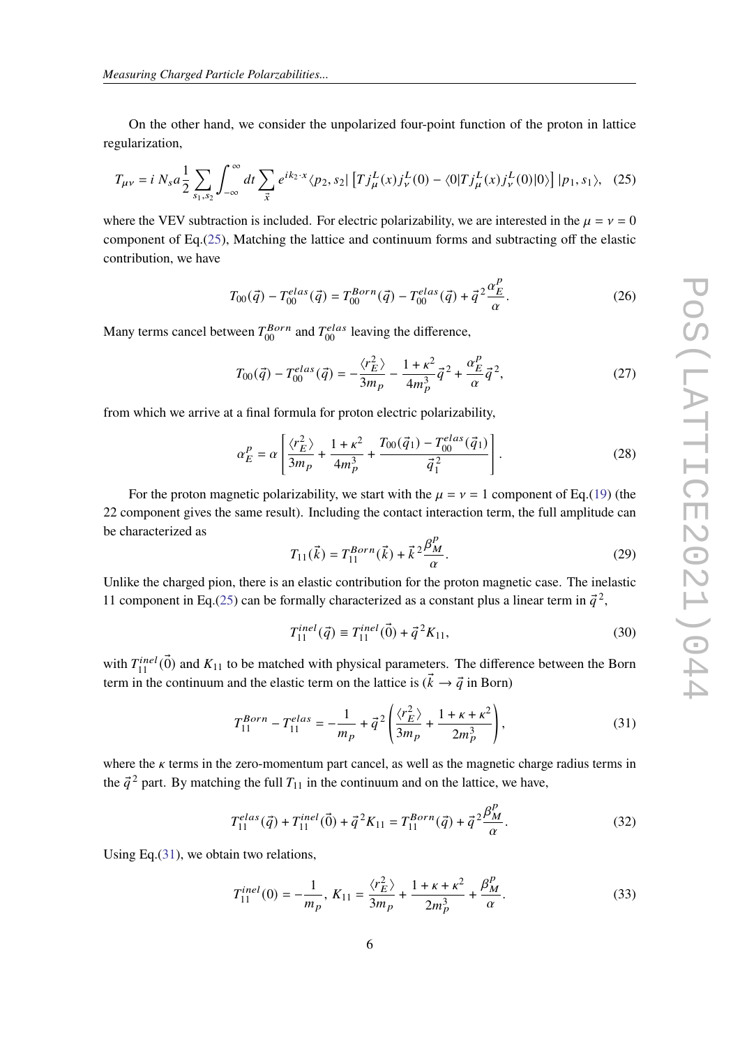On the other hand, we consider the unpolarized four-point function of the proton in lattice regularization,

$$T_{\mu\nu} = i\, N_s a \frac{1}{2} \sum_{s_1,s_2} \int_{-\infty}^{\infty} dt \sum_{\vec{x}} e^{ik_2\cdot x} \langle p_2, s_2| \left[ T j^L_\mu(x) j^L_\nu(0) - \langle 0|T j^L_\mu(x) j^L_\nu(0)|0\rangle \right] |p_1, s_1\rangle, \quad (25)$$

where the VEV subtraction is included. For electric polarizability, we are interested in the $\mu = \nu = 0$ component of Eq.(25), Matching the lattice and continuum forms and subtracting off the elastic contribution, we have

$$T_{00}(\vec{q}) - T^{elas}_{00}(\vec{q}) = T^{Born}_{00}(\vec{q}) - T^{elas}_{00}(\vec{q}) + \vec{q}^{\,2}\frac{\alpha^p_E}{\alpha}. \quad (26)$$

Many terms cancel between $T^{Born}_{00}$ and $T^{elas}_{00}$ leaving the difference,

$$T_{00}(\vec{q}) - T^{elas}_{00}(\vec{q}) = -\frac{\langle r^2_E\rangle}{3m_p} - \frac{1+\kappa^2}{4m_p^3}\vec{q}^{\,2} + \frac{\alpha^p_E}{\alpha}\vec{q}^{\,2}, \quad (27)$$

from which we arrive at a final formula for proton electric polarizability,

$$\alpha^p_E = \alpha\left[\frac{\langle r^2_E\rangle}{3m_p} + \frac{1+\kappa^2}{4m_p^3} + \frac{T_{00}(\vec{q}_1) - T^{elas}_{00}(\vec{q}_1)}{\vec{q}_1^{\,2}}\right]. \quad (28)$$

For the proton magnetic polarizability, we start with the $\mu = \nu = 1$ component of Eq.(19) (the 22 component gives the same result). Including the contact interaction term, the full amplitude can be characterized as

$$T_{11}(\vec{k}) = T^{Born}_{11}(\vec{k}) + \vec{k}^{\,2}\frac{\beta^p_M}{\alpha}. \quad (29)$$

Unlike the charged pion, there is an elastic contribution for the proton magnetic case. The inelastic 11 component in Eq.(25) can be formally characterized as a constant plus a linear term in $\vec{q}^{\,2}$,

$$T^{inel}_{11}(\vec{q}) \equiv T^{inel}_{11}(\vec{0}) + \vec{q}^{\,2}K_{11}, \quad (30)$$

with $T^{inel}_{11}(\vec{0})$ and $K_{11}$ to be matched with physical parameters. The difference between the Born term in the continuum and the elastic term on the lattice is ($\vec{k}\to\vec{q}$ in Born)

$$T^{Born}_{11} - T^{elas}_{11} = -\frac{1}{m_p} + \vec{q}^{\,2}\left(\frac{\langle r^2_E\rangle}{3m_p} + \frac{1+\kappa+\kappa^2}{2m_p^3}\right), \quad (31)$$

where the $\kappa$ terms in the zero-momentum part cancel, as well as the magnetic charge radius terms in the $\vec{q}^{\,2}$ part. By matching the full $T_{11}$ in the continuum and on the lattice, we have,

$$T^{elas}_{11}(\vec{q}) + T^{inel}_{11}(\vec{0}) + \vec{q}^{\,2}K_{11} = T^{Born}_{11}(\vec{q}) + \vec{q}^{\,2}\frac{\beta^p_M}{\alpha}. \quad (32)$$

Using Eq.(31), we obtain two relations,

$$T^{inel}_{11}(0) = -\frac{1}{m_p},\; K_{11} = \frac{\langle r^2_E\rangle}{3m_p} + \frac{1+\kappa+\kappa^2}{2m_p^3} + \frac{\beta^p_M}{\alpha}. \quad (33)$$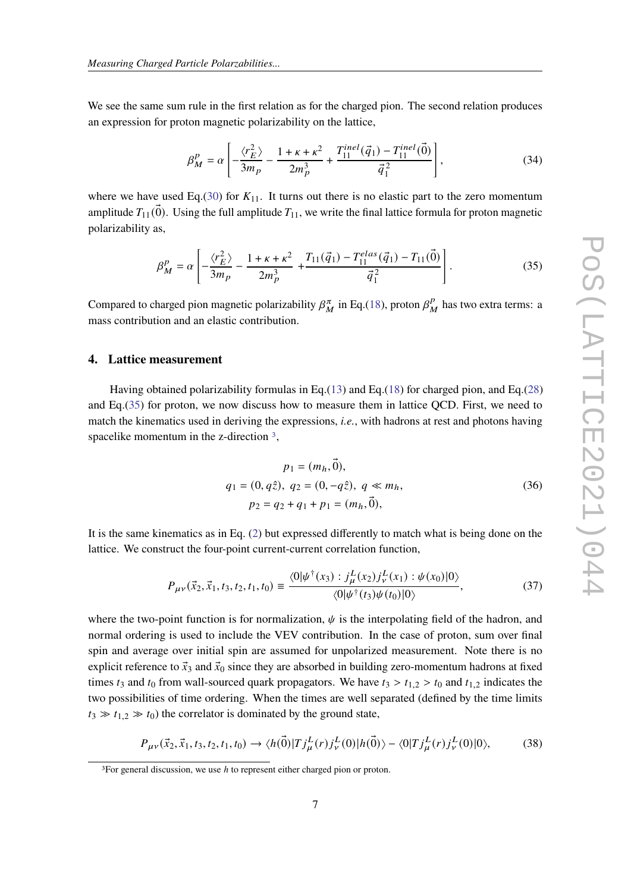We see the same sum rule in the first relation as for the charged pion. The second relation produces an expression for proton magnetic polarizability on the lattice,

$$\beta_M^p = \alpha \left[ -\frac{\langle r_E^2 \rangle}{3m_p} - \frac{1+\kappa+\kappa^2}{2m_p^3} + \frac{T_{11}^{inel}(\vec{q}_1) - T_{11}^{inel}(\vec{0})}{\vec{q}_1^{\,2}} \right], \tag{34}$$

where we have used Eq.(30) for $K_{11}$. It turns out there is no elastic part to the zero momentum amplitude $T_{11}(\vec{0})$. Using the full amplitude $T_{11}$, we write the final lattice formula for proton magnetic polarizability as,

$$\beta_M^p = \alpha \left[ -\frac{\langle r_E^2 \rangle}{3m_p} - \frac{1+\kappa+\kappa^2}{2m_p^3} + \frac{T_{11}(\vec{q}_1) - T_{11}^{elas}(\vec{q}_1) - T_{11}(\vec{0})}{\vec{q}_1^{\,2}} \right]. \tag{35}$$

Compared to charged pion magnetic polarizability $\beta_M^\pi$ in Eq.(18), proton $\beta_M^p$ has two extra terms: a mass contribution and an elastic contribution.

## 4. Lattice measurement

Having obtained polarizability formulas in Eq.(13) and Eq.(18) for charged pion, and Eq.(28) and Eq.(35) for proton, we now discuss how to measure them in lattice QCD. First, we need to match the kinematics used in deriving the expressions, *i.e.*, with hadrons at rest and photons having spacelike momentum in the z-direction [3],

$$\begin{gathered} p_1 = (m_h, \vec{0}), \\ q_1 = (0, q\hat{z}), \; q_2 = (0, -q\hat{z}), \; q \ll m_h, \\ p_2 = q_2 + q_1 + p_1 = (m_h, \vec{0}), \end{gathered} \tag{36}$$

It is the same kinematics as in Eq. (2) but expressed differently to match what is being done on the lattice. We construct the four-point current-current correlation function,

$$P_{\mu\nu}(\vec{x}_2, \vec{x}_1, t_3, t_2, t_1, t_0) \equiv \frac{\langle 0|\psi^\dagger(x_3) : j_\mu^L(x_2) j_\nu^L(x_1) : \psi(x_0)|0\rangle}{\langle 0|\psi^\dagger(t_3)\psi(t_0)|0\rangle}, \tag{37}$$

where the two-point function is for normalization, $\psi$ is the interpolating field of the hadron, and normal ordering is used to include the VEV contribution. In the case of proton, sum over final spin and average over initial spin are assumed for unpolarized measurement. Note there is no explicit reference to $\vec{x}_3$ and $\vec{x}_0$ since they are absorbed in building zero-momentum hadrons at fixed times $t_3$ and $t_0$ from wall-sourced quark propagators. We have $t_3 > t_{1,2} > t_0$ and $t_{1,2}$ indicates the two possibilities of time ordering. When the times are well separated (defined by the time limits $t_3 \gg t_{1,2} \gg t_0$) the correlator is dominated by the ground state,

$$P_{\mu\nu}(\vec{x}_2, \vec{x}_1, t_3, t_2, t_1, t_0) \to \langle h(\vec{0})|T j_\mu^L(r) j_\nu^L(0)|h(\vec{0})\rangle - \langle 0|T j_\mu^L(r) j_\nu^L(0)|0\rangle, \tag{38}$$

[3] For general discussion, we use $h$ to represent either charged pion or proton.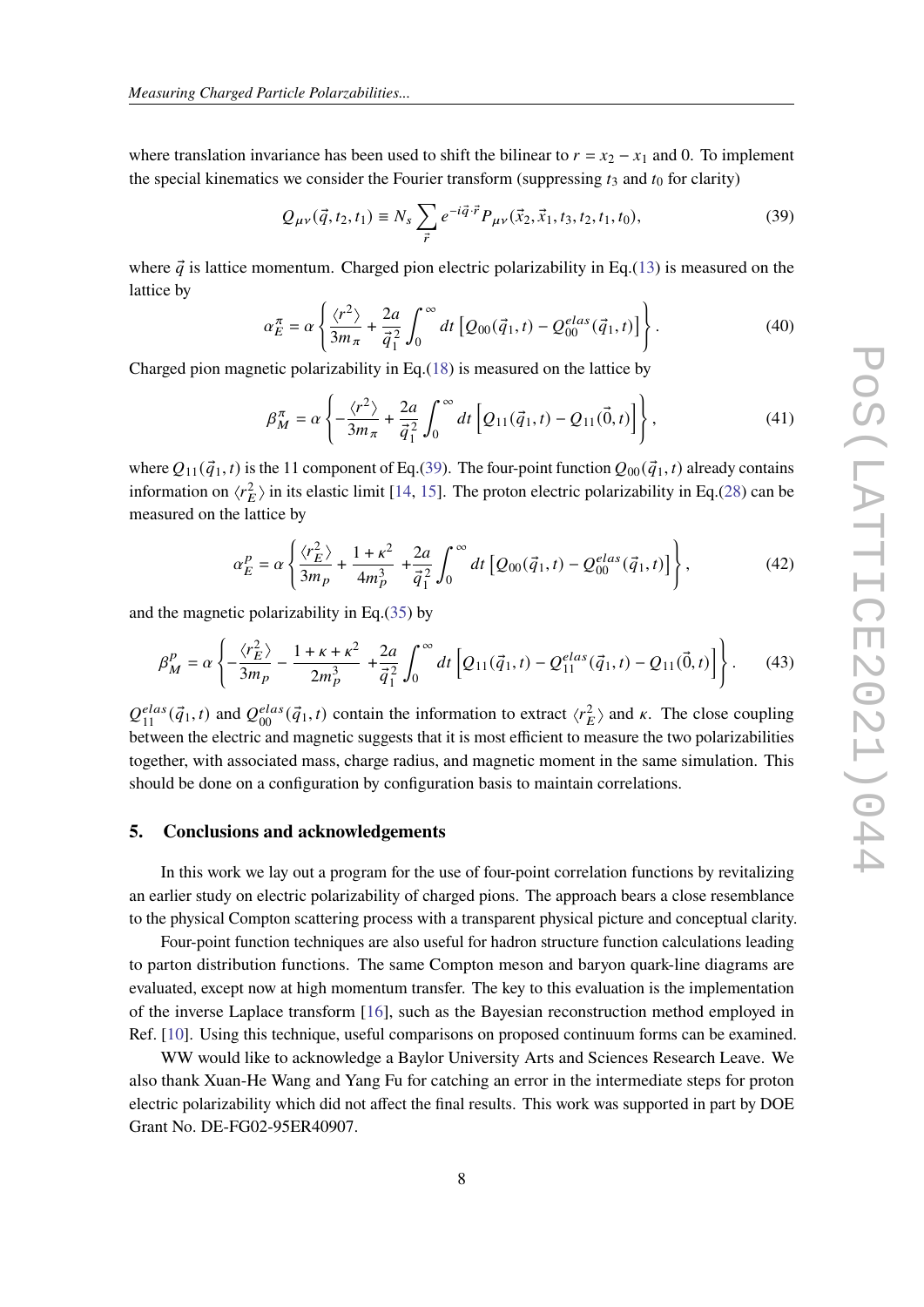where translation invariance has been used to shift the bilinear to $r = x_2 - x_1$ and 0. To implement the special kinematics we consider the Fourier transform (suppressing $t_3$ and $t_0$ for clarity)

$$Q_{\mu\nu}(\vec{q}, t_2, t_1) \equiv N_s \sum_{\vec{r}} e^{-i\vec{q}\cdot\vec{r}} P_{\mu\nu}(\vec{x}_2, \vec{x}_1, t_3, t_2, t_1, t_0), \tag{39}$$

where $\vec{q}$ is lattice momentum. Charged pion electric polarizability in Eq.(13) is measured on the lattice by

$$\alpha_E^\pi = \alpha \left\{ \frac{\langle r^2 \rangle}{3m_\pi} + \frac{2a}{\vec{q}_1^{\,2}} \int_0^\infty dt \left[ Q_{00}(\vec{q}_1, t) - Q_{00}^{elas}(\vec{q}_1, t) \right] \right\}. \tag{40}$$

Charged pion magnetic polarizability in Eq.(18) is measured on the lattice by

$$\beta_M^\pi = \alpha \left\{ -\frac{\langle r^2 \rangle}{3m_\pi} + \frac{2a}{\vec{q}_1^{\,2}} \int_0^\infty dt \left[ Q_{11}(\vec{q}_1, t) - Q_{11}(\vec{0}, t) \right] \right\}, \tag{41}$$

where $Q_{11}(\vec{q}_1, t)$ is the 11 component of Eq.(39). The four-point function $Q_{00}(\vec{q}_1, t)$ already contains information on $\langle r_E^2 \rangle$ in its elastic limit [14, 15]. The proton electric polarizability in Eq.(28) can be measured on the lattice by

$$\alpha_E^p = \alpha \left\{ \frac{\langle r_E^2 \rangle}{3m_p} + \frac{1+\kappa^2}{4m_p^3} + \frac{2a}{\vec{q}_1^{\,2}} \int_0^\infty dt \left[ Q_{00}(\vec{q}_1, t) - Q_{00}^{elas}(\vec{q}_1, t) \right] \right\}, \tag{42}$$

and the magnetic polarizability in Eq.(35) by

$$\beta_M^p = \alpha \left\{ -\frac{\langle r_E^2 \rangle}{3m_p} - \frac{1+\kappa+\kappa^2}{2m_p^3} + \frac{2a}{\vec{q}_1^{\,2}} \int_0^\infty dt \left[ Q_{11}(\vec{q}_1, t) - Q_{11}^{elas}(\vec{q}_1, t) - Q_{11}(\vec{0}, t) \right] \right\}. \tag{43}$$

$Q_{11}^{elas}(\vec{q}_1, t)$ and $Q_{00}^{elas}(\vec{q}_1, t)$ contain the information to extract $\langle r_E^2 \rangle$ and $\kappa$. The close coupling between the electric and magnetic suggests that it is most efficient to measure the two polarizabilities together, with associated mass, charge radius, and magnetic moment in the same simulation. This should be done on a configuration by configuration basis to maintain correlations.

## 5. Conclusions and acknowledgements

In this work we lay out a program for the use of four-point correlation functions by revitalizing an earlier study on electric polarizability of charged pions. The approach bears a close resemblance to the physical Compton scattering process with a transparent physical picture and conceptual clarity.

Four-point function techniques are also useful for hadron structure function calculations leading to parton distribution functions. The same Compton meson and baryon quark-line diagrams are evaluated, except now at high momentum transfer. The key to this evaluation is the implementation of the inverse Laplace transform [16], such as the Bayesian reconstruction method employed in Ref. [10]. Using this technique, useful comparisons on proposed continuum forms can be examined.

WW would like to acknowledge a Baylor University Arts and Sciences Research Leave. We also thank Xuan-He Wang and Yang Fu for catching an error in the intermediate steps for proton electric polarizability which did not affect the final results. This work was supported in part by DOE Grant No. DE-FG02-95ER40907.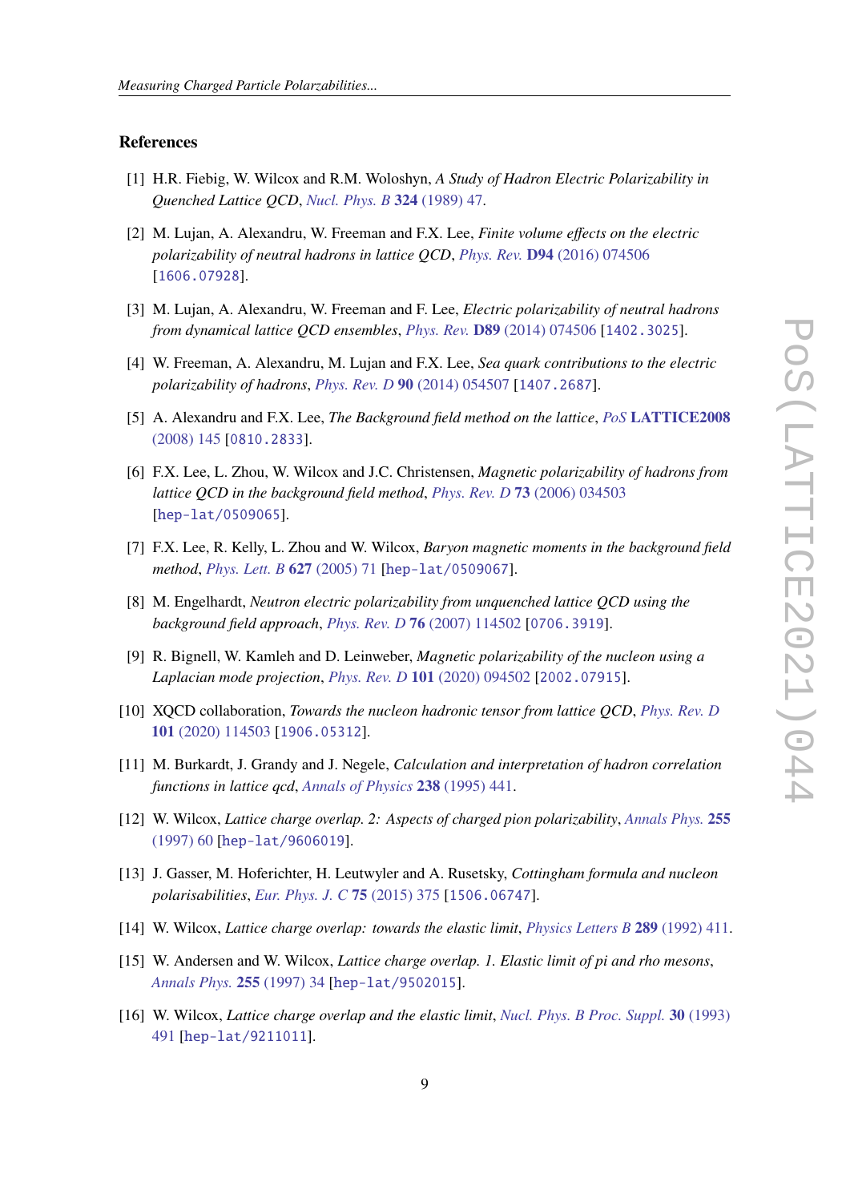## References

[1] H.R. Fiebig, W. Wilcox and R.M. Woloshyn, *A Study of Hadron Electric Polarizability in Quenched Lattice QCD*, *Nucl. Phys. B* **324** (1989) 47.

[2] M. Lujan, A. Alexandru, W. Freeman and F.X. Lee, *Finite volume effects on the electric polarizability of neutral hadrons in lattice QCD*, *Phys. Rev.* **D94** (2016) 074506 [1606.07928].

[3] M. Lujan, A. Alexandru, W. Freeman and F. Lee, *Electric polarizability of neutral hadrons from dynamical lattice QCD ensembles*, *Phys. Rev.* **D89** (2014) 074506 [1402.3025].

[4] W. Freeman, A. Alexandru, M. Lujan and F.X. Lee, *Sea quark contributions to the electric polarizability of hadrons*, *Phys. Rev. D* **90** (2014) 054507 [1407.2687].

[5] A. Alexandru and F.X. Lee, *The Background field method on the lattice*, *PoS* **LATTICE2008** (2008) 145 [0810.2833].

[6] F.X. Lee, L. Zhou, W. Wilcox and J.C. Christensen, *Magnetic polarizability of hadrons from lattice QCD in the background field method*, *Phys. Rev. D* **73** (2006) 034503 [hep-lat/0509065].

[7] F.X. Lee, R. Kelly, L. Zhou and W. Wilcox, *Baryon magnetic moments in the background field method*, *Phys. Lett. B* **627** (2005) 71 [hep-lat/0509067].

[8] M. Engelhardt, *Neutron electric polarizability from unquenched lattice QCD using the background field approach*, *Phys. Rev. D* **76** (2007) 114502 [0706.3919].

[9] R. Bignell, W. Kamleh and D. Leinweber, *Magnetic polarizability of the nucleon using a Laplacian mode projection*, *Phys. Rev. D* **101** (2020) 094502 [2002.07915].

[10] XQCD collaboration, *Towards the nucleon hadronic tensor from lattice QCD*, *Phys. Rev. D* **101** (2020) 114503 [1906.05312].

[11] M. Burkardt, J. Grandy and J. Negele, *Calculation and interpretation of hadron correlation functions in lattice qcd*, *Annals of Physics* **238** (1995) 441.

[12] W. Wilcox, *Lattice charge overlap. 2: Aspects of charged pion polarizability*, *Annals Phys.* **255** (1997) 60 [hep-lat/9606019].

[13] J. Gasser, M. Hoferichter, H. Leutwyler and A. Rusetsky, *Cottingham formula and nucleon polarisabilities*, *Eur. Phys. J. C* **75** (2015) 375 [1506.06747].

[14] W. Wilcox, *Lattice charge overlap: towards the elastic limit*, *Physics Letters B* **289** (1992) 411.

[15] W. Andersen and W. Wilcox, *Lattice charge overlap. 1. Elastic limit of pi and rho mesons*, *Annals Phys.* **255** (1997) 34 [hep-lat/9502015].

[16] W. Wilcox, *Lattice charge overlap and the elastic limit*, *Nucl. Phys. B Proc. Suppl.* **30** (1993) 491 [hep-lat/9211011].